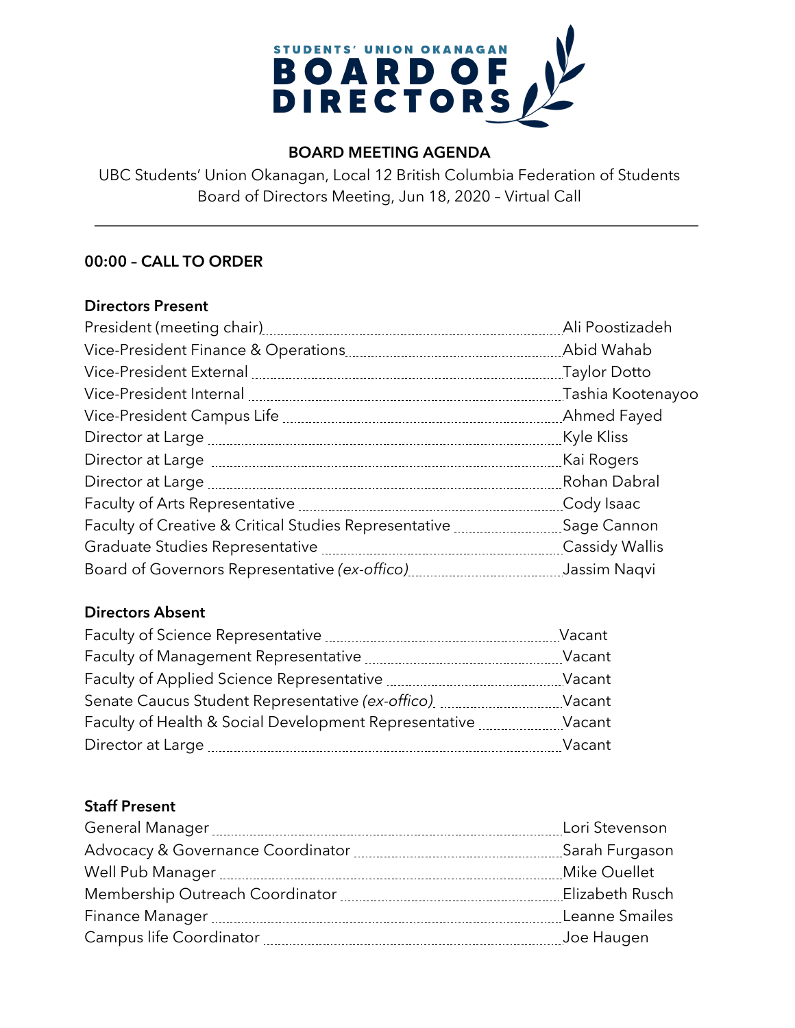# STUDENTS' UNION OKANAGAN BOARD OF DIRECTORS

## BOARD MEETING AGENDA

UBC Students' Union Okanagan, Local 12 British Columbia Federation of Students
Board of Directors Meeting, Jun 18, 2020 – Virtual Call

---

### 00:00 – CALL TO ORDER

**Directors Present**

| | |
|---|---|
| President (meeting chair) | Ali Poostizadeh |
| Vice-President Finance & Operations | Abid Wahab |
| Vice-President External | Taylor Dotto |
| Vice-President Internal | Tashia Kootenayoo |
| Vice-President Campus Life | Ahmed Fayed |
| Director at Large | Kyle Kliss |
| Director at Large | Kai Rogers |
| Director at Large | Rohan Dabral |
| Faculty of Arts Representative | Cody Isaac |
| Faculty of Creative & Critical Studies Representative | Sage Cannon |
| Graduate Studies Representative | Cassidy Wallis |
| Board of Governors Representative *(ex-offico)* | Jassim Naqvi |

**Directors Absent**

| | |
|---|---|
| Faculty of Science Representative | Vacant |
| Faculty of Management Representative | Vacant |
| Faculty of Applied Science Representative | Vacant |
| Senate Caucus Student Representative *(ex-offico)* | Vacant |
| Faculty of Health & Social Development Representative | Vacant |
| Director at Large | Vacant |

**Staff Present**

| | |
|---|---|
| General Manager | Lori Stevenson |
| Advocacy & Governance Coordinator | Sarah Furgason |
| Well Pub Manager | Mike Ouellet |
| Membership Outreach Coordinator | Elizabeth Rusch |
| Finance Manager | Leanne Smailes |
| Campus life Coordinator | Joe Haugen |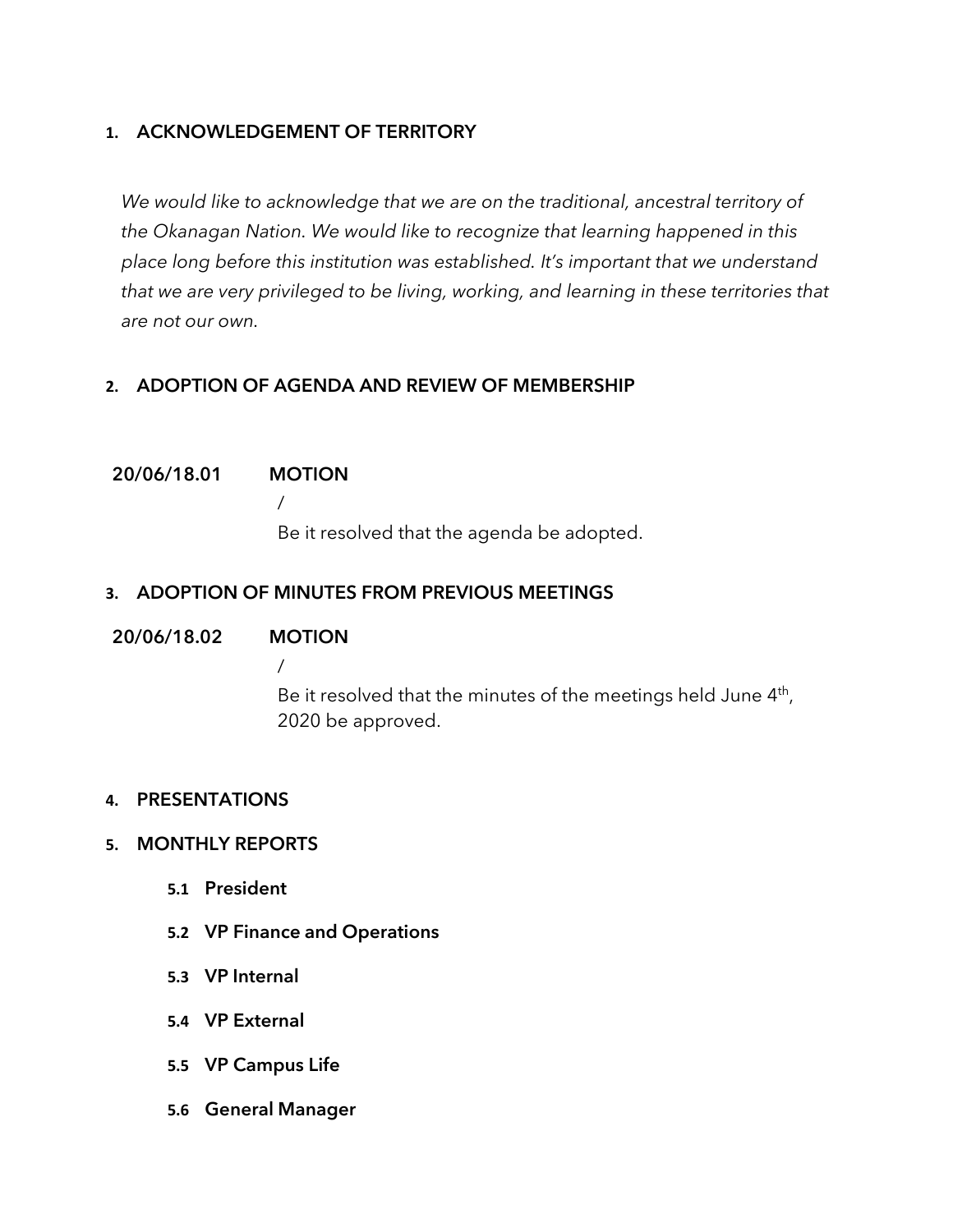## 1. ACKNOWLEDGEMENT OF TERRITORY

*We would like to acknowledge that we are on the traditional, ancestral territory of the Okanagan Nation. We would like to recognize that learning happened in this place long before this institution was established. It's important that we understand that we are very privileged to be living, working, and learning in these territories that are not our own.*

## 2. ADOPTION OF AGENDA AND REVIEW OF MEMBERSHIP

**20/06/18.01 MOTION**

/

Be it resolved that the agenda be adopted.

## 3. ADOPTION OF MINUTES FROM PREVIOUS MEETINGS

**20/06/18.02 MOTION**

/

Be it resolved that the minutes of the meetings held June 4th, 2020 be approved.

## 4. PRESENTATIONS

## 5. MONTHLY REPORTS

### 5.1 President

### 5.2 VP Finance and Operations

### 5.3 VP Internal

### 5.4 VP External

### 5.5 VP Campus Life

### 5.6 General Manager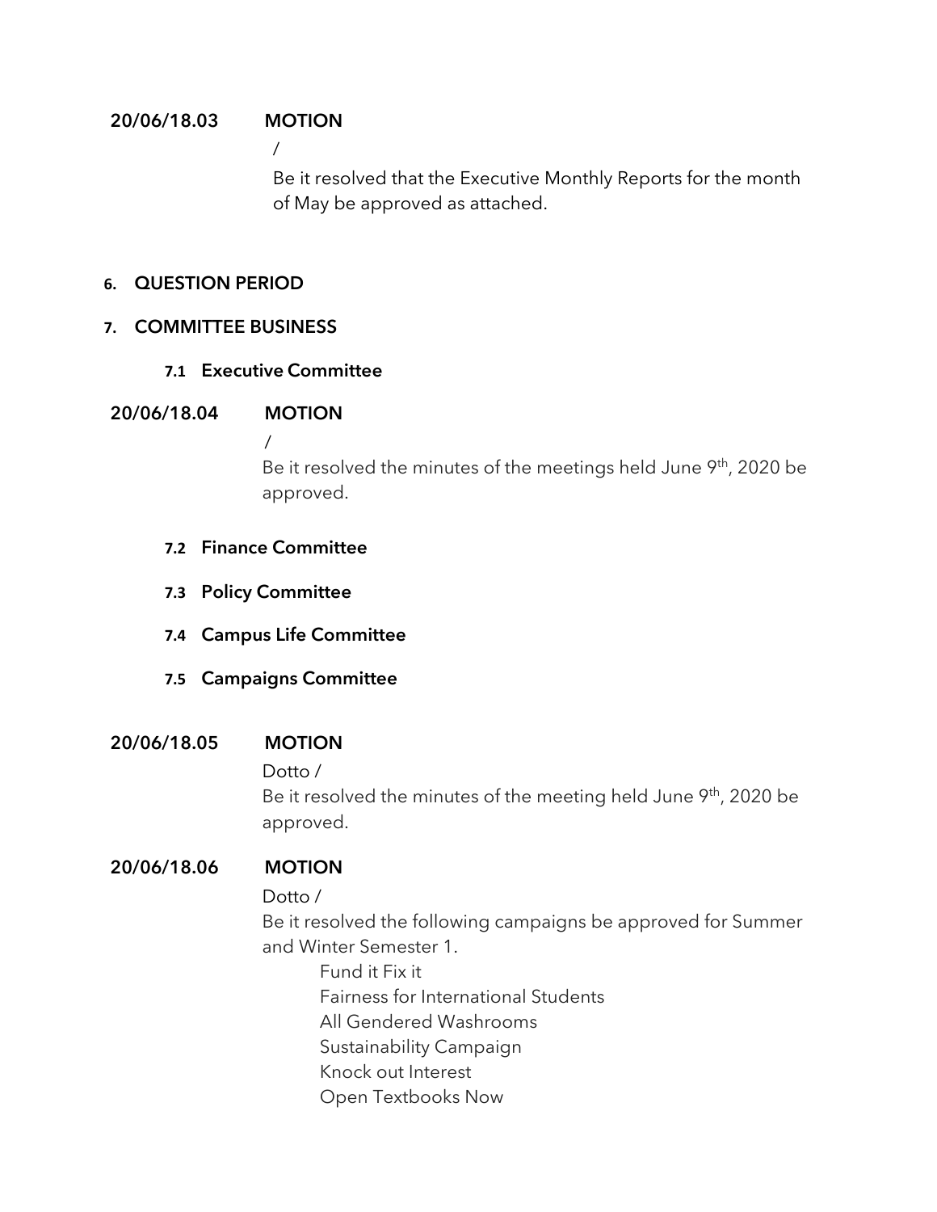**20/06/18.03 MOTION**

/

Be it resolved that the Executive Monthly Reports for the month of May be approved as attached.

## 6. QUESTION PERIOD

## 7. COMMITTEE BUSINESS

### 7.1 Executive Committee

**20/06/18.04 MOTION**

/

Be it resolved the minutes of the meetings held June 9th, 2020 be approved.

### 7.2 Finance Committee

### 7.3 Policy Committee

### 7.4 Campus Life Committee

### 7.5 Campaigns Committee

**20/06/18.05 MOTION**

Dotto /

Be it resolved the minutes of the meeting held June 9th, 2020 be approved.

**20/06/18.06 MOTION**

Dotto /

Be it resolved the following campaigns be approved for Summer and Winter Semester 1.

- Fund it Fix it
- Fairness for International Students
- All Gendered Washrooms
- Sustainability Campaign
- Knock out Interest
- Open Textbooks Now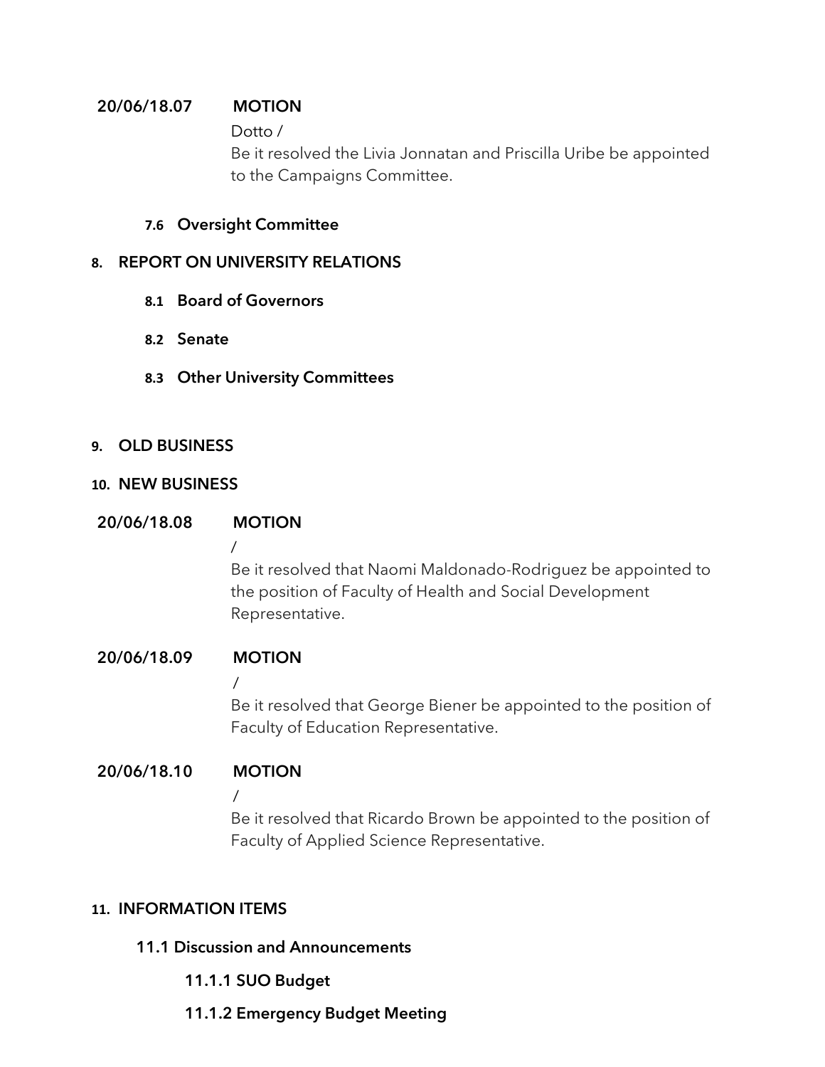**20/06/18.07 MOTION**

Dotto /

Be it resolved the Livia Jonnatan and Priscilla Uribe be appointed to the Campaigns Committee.

### 7.6 Oversight Committee

## 8. REPORT ON UNIVERSITY RELATIONS

### 8.1 Board of Governors

### 8.2 Senate

### 8.3 Other University Committees

## 9. OLD BUSINESS

## 10. NEW BUSINESS

**20/06/18.08 MOTION**

/

Be it resolved that Naomi Maldonado-Rodriguez be appointed to the position of Faculty of Health and Social Development Representative.

**20/06/18.09 MOTION**

/

Be it resolved that George Biener be appointed to the position of Faculty of Education Representative.

**20/06/18.10 MOTION**

/

Be it resolved that Ricardo Brown be appointed to the position of Faculty of Applied Science Representative.

## 11. INFORMATION ITEMS

### 11.1 Discussion and Announcements

#### 11.1.1 SUO Budget

#### 11.1.2 Emergency Budget Meeting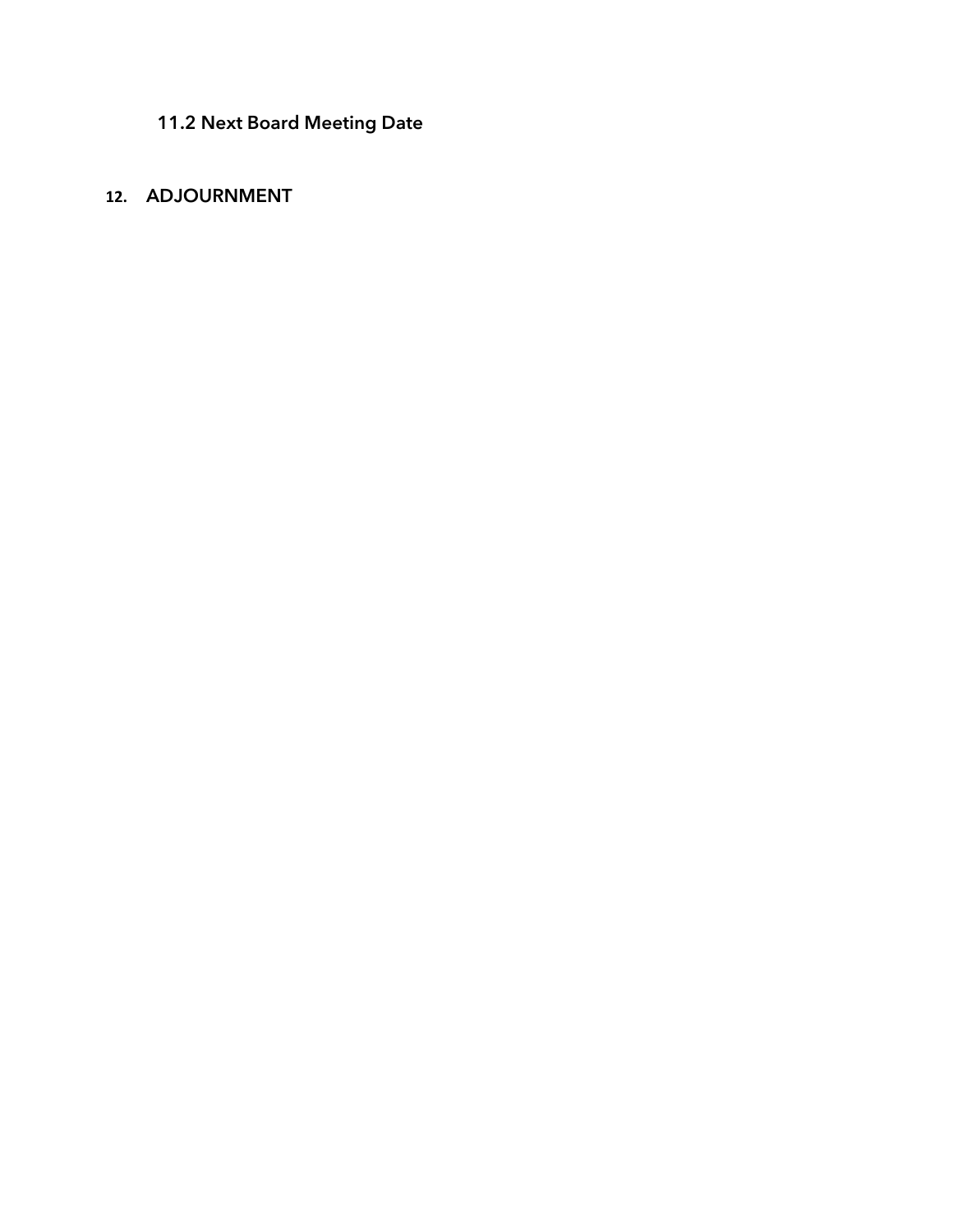### 11.2 Next Board Meeting Date

## 12. ADJOURNMENT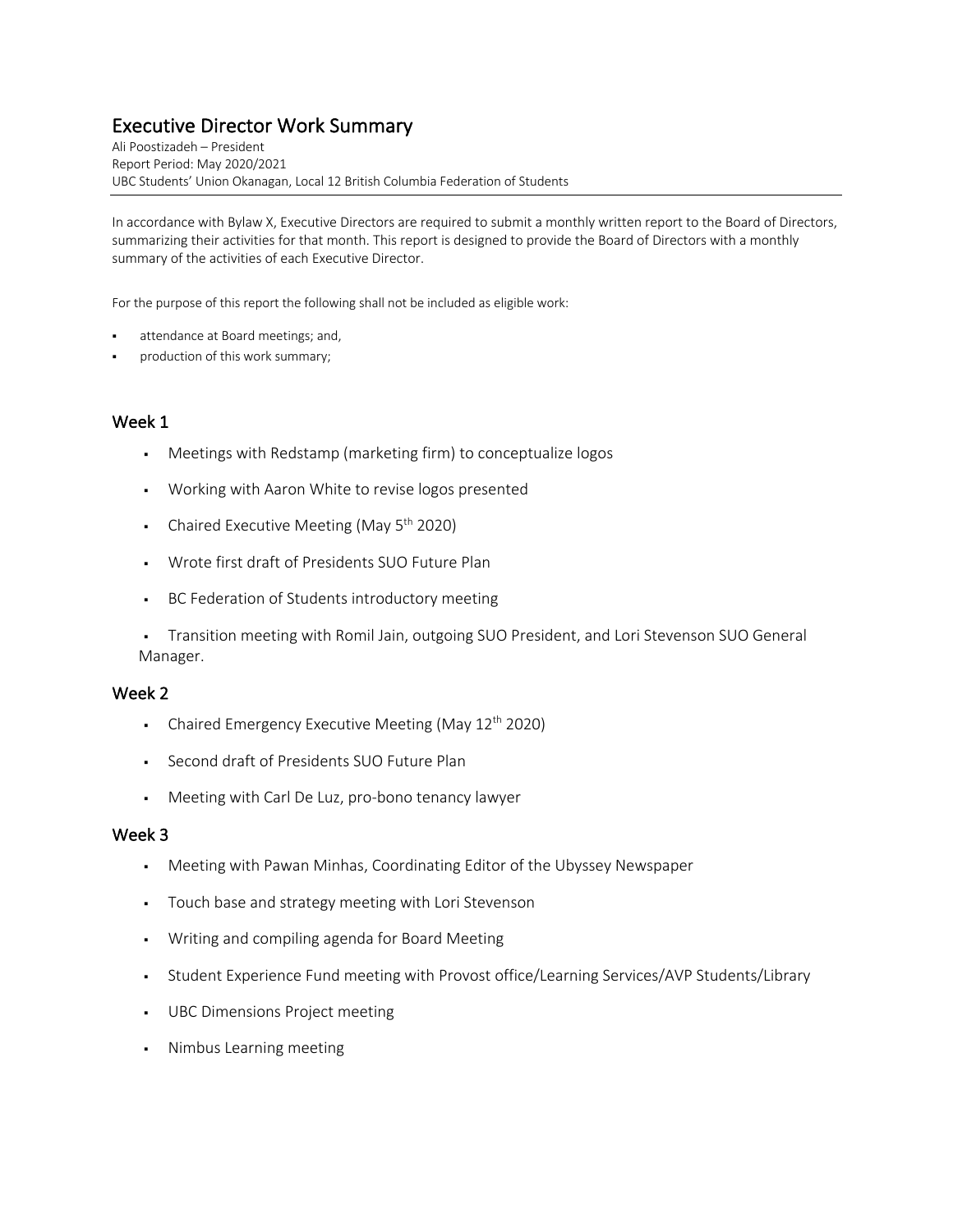# Executive Director Work Summary

Ali Poostizadeh – President
Report Period: May 2020/2021
UBC Students' Union Okanagan, Local 12 British Columbia Federation of Students

In accordance with Bylaw X, Executive Directors are required to submit a monthly written report to the Board of Directors, summarizing their activities for that month. This report is designed to provide the Board of Directors with a monthly summary of the activities of each Executive Director.

For the purpose of this report the following shall not be included as eligible work:

- attendance at Board meetings; and,
- production of this work summary;

## Week 1

- Meetings with Redstamp (marketing firm) to conceptualize logos
- Working with Aaron White to revise logos presented
- Chaired Executive Meeting (May 5th 2020)
- Wrote first draft of Presidents SUO Future Plan
- BC Federation of Students introductory meeting
- Transition meeting with Romil Jain, outgoing SUO President, and Lori Stevenson SUO General Manager.

## Week 2

- Chaired Emergency Executive Meeting (May 12th 2020)
- Second draft of Presidents SUO Future Plan
- Meeting with Carl De Luz, pro-bono tenancy lawyer

## Week 3

- Meeting with Pawan Minhas, Coordinating Editor of the Ubyssey Newspaper
- Touch base and strategy meeting with Lori Stevenson
- Writing and compiling agenda for Board Meeting
- Student Experience Fund meeting with Provost office/Learning Services/AVP Students/Library
- UBC Dimensions Project meeting
- Nimbus Learning meeting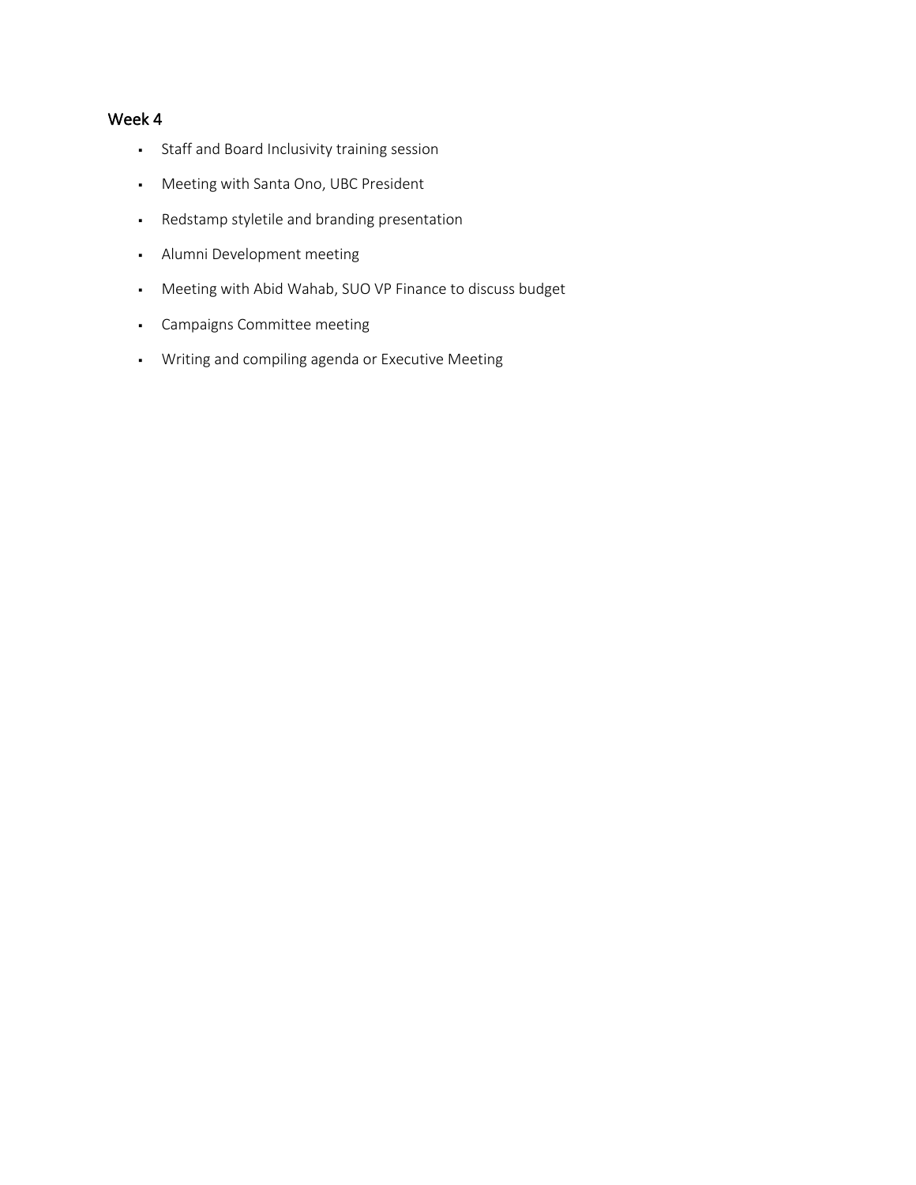### Week 4

- Staff and Board Inclusivity training session
- Meeting with Santa Ono, UBC President
- Redstamp styletile and branding presentation
- Alumni Development meeting
- Meeting with Abid Wahab, SUO VP Finance to discuss budget
- Campaigns Committee meeting
- Writing and compiling agenda or Executive Meeting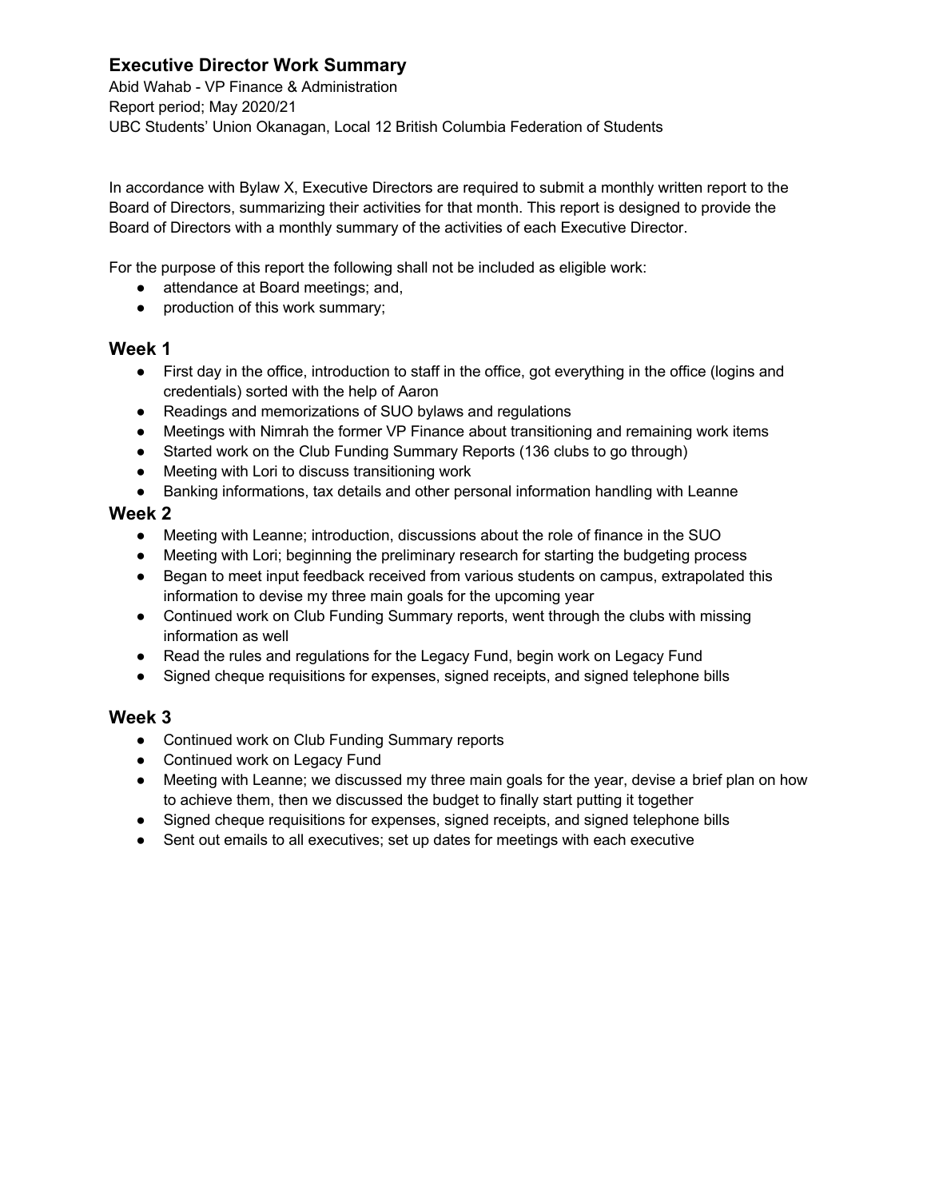## Executive Director Work Summary

Abid Wahab - VP Finance & Administration
Report period; May 2020/21
UBC Students' Union Okanagan, Local 12 British Columbia Federation of Students

In accordance with Bylaw X, Executive Directors are required to submit a monthly written report to the Board of Directors, summarizing their activities for that month. This report is designed to provide the Board of Directors with a monthly summary of the activities of each Executive Director.

For the purpose of this report the following shall not be included as eligible work:

- attendance at Board meetings; and,
- production of this work summary;

### Week 1

- First day in the office, introduction to staff in the office, got everything in the office (logins and credentials) sorted with the help of Aaron
- Readings and memorizations of SUO bylaws and regulations
- Meetings with Nimrah the former VP Finance about transitioning and remaining work items
- Started work on the Club Funding Summary Reports (136 clubs to go through)
- Meeting with Lori to discuss transitioning work
- Banking informations, tax details and other personal information handling with Leanne

### Week 2

- Meeting with Leanne; introduction, discussions about the role of finance in the SUO
- Meeting with Lori; beginning the preliminary research for starting the budgeting process
- Began to meet input feedback received from various students on campus, extrapolated this information to devise my three main goals for the upcoming year
- Continued work on Club Funding Summary reports, went through the clubs with missing information as well
- Read the rules and regulations for the Legacy Fund, begin work on Legacy Fund
- Signed cheque requisitions for expenses, signed receipts, and signed telephone bills

### Week 3

- Continued work on Club Funding Summary reports
- Continued work on Legacy Fund
- Meeting with Leanne; we discussed my three main goals for the year, devise a brief plan on how to achieve them, then we discussed the budget to finally start putting it together
- Signed cheque requisitions for expenses, signed receipts, and signed telephone bills
- Sent out emails to all executives; set up dates for meetings with each executive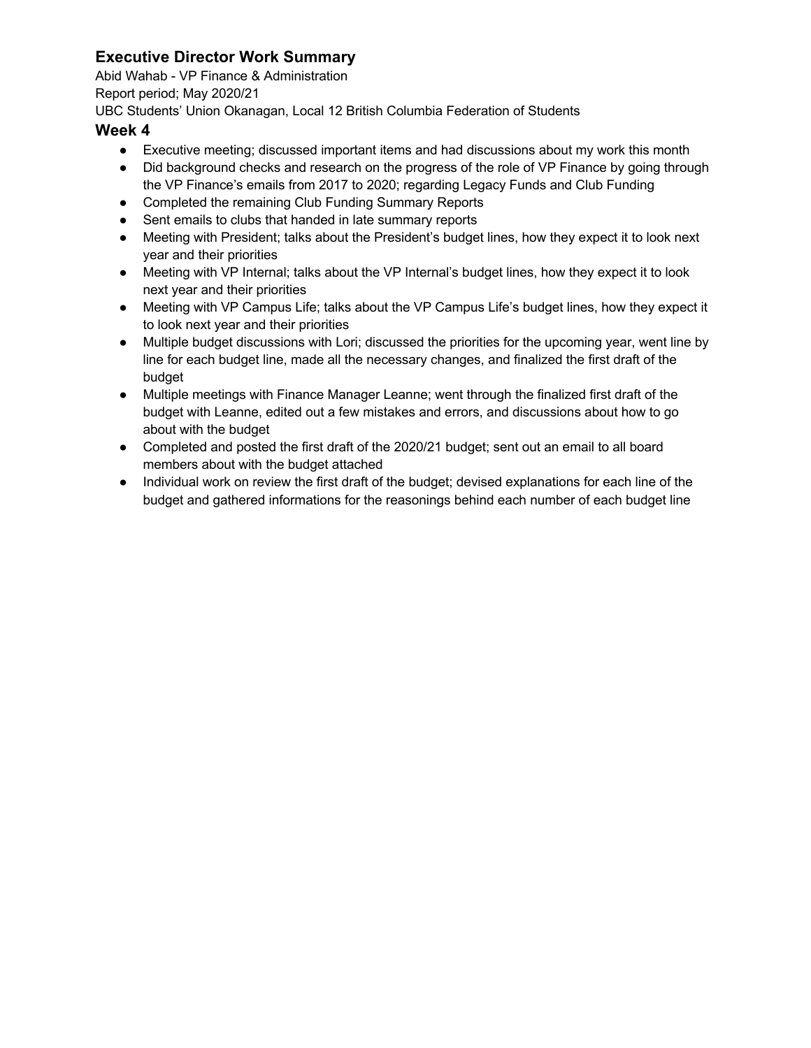## Executive Director Work Summary

Abid Wahab - VP Finance & Administration
Report period; May 2020/21
UBC Students' Union Okanagan, Local 12 British Columbia Federation of Students

## Week 4

- Executive meeting; discussed important items and had discussions about my work this month
- Did background checks and research on the progress of the role of VP Finance by going through the VP Finance's emails from 2017 to 2020; regarding Legacy Funds and Club Funding
- Completed the remaining Club Funding Summary Reports
- Sent emails to clubs that handed in late summary reports
- Meeting with President; talks about the President's budget lines, how they expect it to look next year and their priorities
- Meeting with VP Internal; talks about the VP Internal's budget lines, how they expect it to look next year and their priorities
- Meeting with VP Campus Life; talks about the VP Campus Life's budget lines, how they expect it to look next year and their priorities
- Multiple budget discussions with Lori; discussed the priorities for the upcoming year, went line by line for each budget line, made all the necessary changes, and finalized the first draft of the budget
- Multiple meetings with Finance Manager Leanne; went through the finalized first draft of the budget with Leanne, edited out a few mistakes and errors, and discussions about how to go about with the budget
- Completed and posted the first draft of the 2020/21 budget; sent out an email to all board members about with the budget attached
- Individual work on review the first draft of the budget; devised explanations for each line of the budget and gathered informations for the reasonings behind each number of each budget line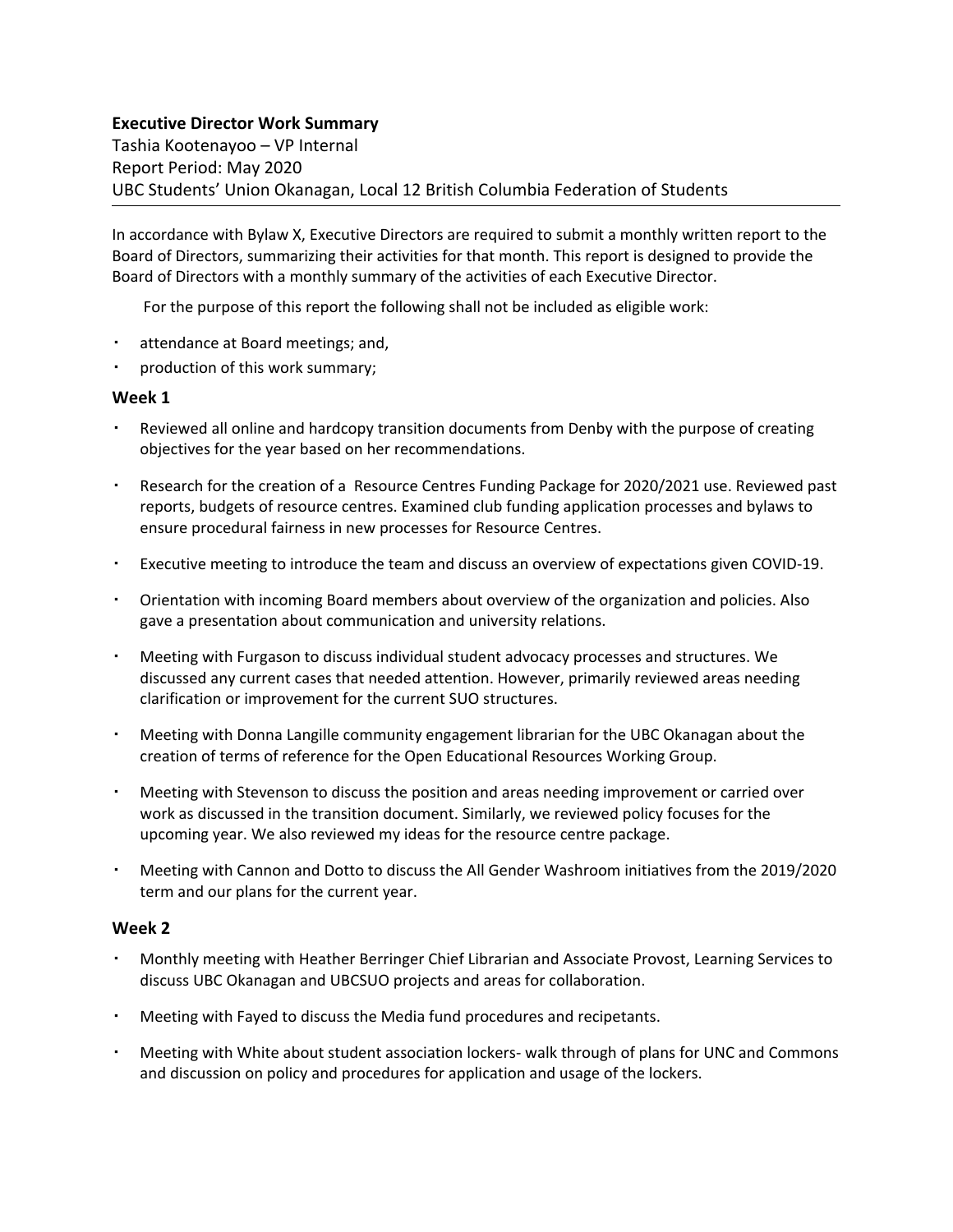**Executive Director Work Summary**

Tashia Kootenayoo – VP Internal

Report Period: May 2020

UBC Students' Union Okanagan, Local 12 British Columbia Federation of Students

---

In accordance with Bylaw X, Executive Directors are required to submit a monthly written report to the Board of Directors, summarizing their activities for that month. This report is designed to provide the Board of Directors with a monthly summary of the activities of each Executive Director.

For the purpose of this report the following shall not be included as eligible work:

- attendance at Board meetings; and,
- production of this work summary;

### Week 1

- Reviewed all online and hardcopy transition documents from Denby with the purpose of creating objectives for the year based on her recommendations.
- Research for the creation of a Resource Centres Funding Package for 2020/2021 use. Reviewed past reports, budgets of resource centres. Examined club funding application processes and bylaws to ensure procedural fairness in new processes for Resource Centres.
- Executive meeting to introduce the team and discuss an overview of expectations given COVID-19.
- Orientation with incoming Board members about overview of the organization and policies. Also gave a presentation about communication and university relations.
- Meeting with Furgason to discuss individual student advocacy processes and structures. We discussed any current cases that needed attention. However, primarily reviewed areas needing clarification or improvement for the current SUO structures.
- Meeting with Donna Langille community engagement librarian for the UBC Okanagan about the creation of terms of reference for the Open Educational Resources Working Group.
- Meeting with Stevenson to discuss the position and areas needing improvement or carried over work as discussed in the transition document. Similarly, we reviewed policy focuses for the upcoming year. We also reviewed my ideas for the resource centre package.
- Meeting with Cannon and Dotto to discuss the All Gender Washroom initiatives from the 2019/2020 term and our plans for the current year.

### Week 2

- Monthly meeting with Heather Berringer Chief Librarian and Associate Provost, Learning Services to discuss UBC Okanagan and UBCSUO projects and areas for collaboration.
- Meeting with Fayed to discuss the Media fund procedures and recipetants.
- Meeting with White about student association lockers- walk through of plans for UNC and Commons and discussion on policy and procedures for application and usage of the lockers.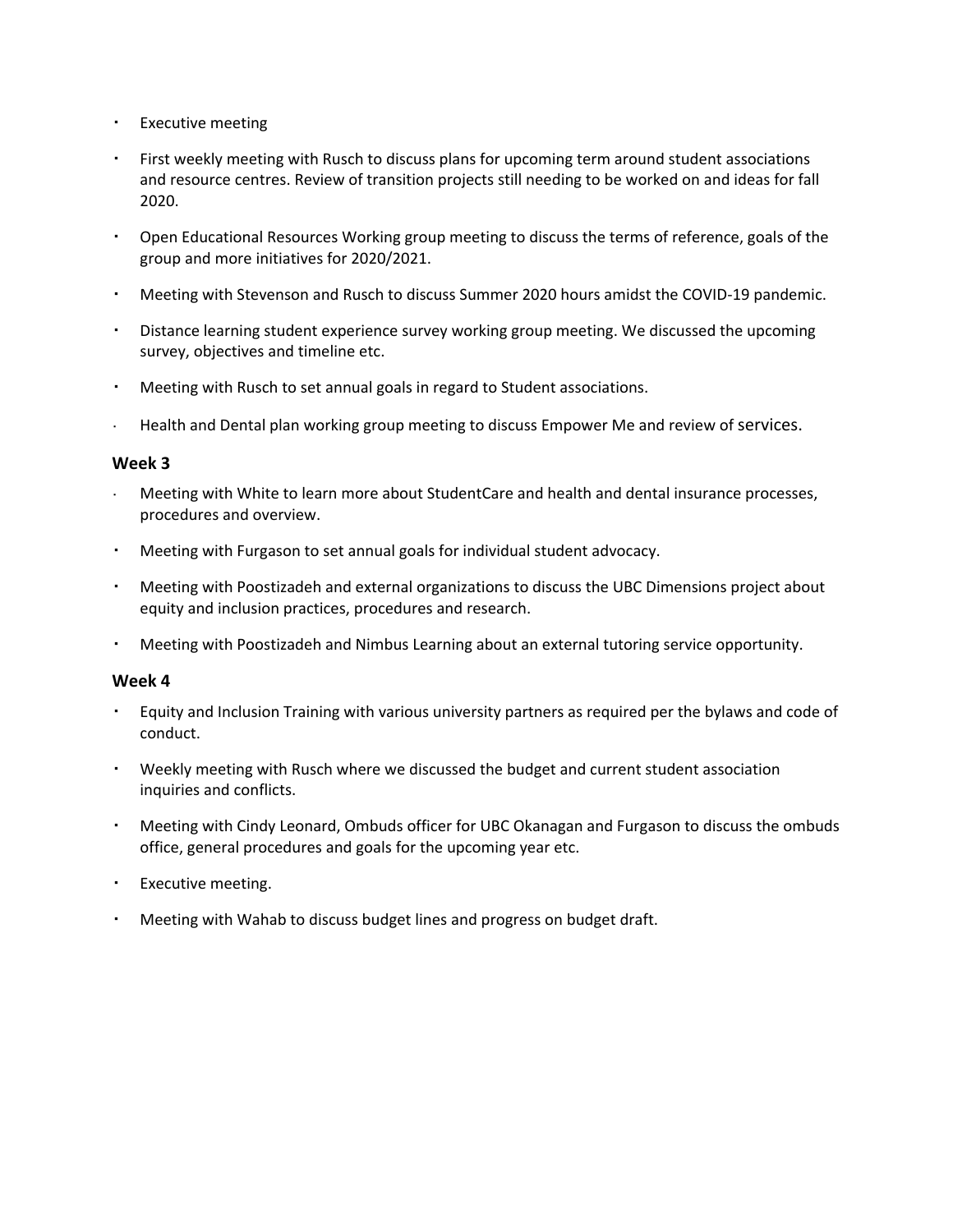- Executive meeting
- First weekly meeting with Rusch to discuss plans for upcoming term around student associations and resource centres. Review of transition projects still needing to be worked on and ideas for fall 2020.
- Open Educational Resources Working group meeting to discuss the terms of reference, goals of the group and more initiatives for 2020/2021.
- Meeting with Stevenson and Rusch to discuss Summer 2020 hours amidst the COVID-19 pandemic.
- Distance learning student experience survey working group meeting. We discussed the upcoming survey, objectives and timeline etc.
- Meeting with Rusch to set annual goals in regard to Student associations.
- Health and Dental plan working group meeting to discuss Empower Me and review of services.

### Week 3

- Meeting with White to learn more about StudentCare and health and dental insurance processes, procedures and overview.
- Meeting with Furgason to set annual goals for individual student advocacy.
- Meeting with Poostizadeh and external organizations to discuss the UBC Dimensions project about equity and inclusion practices, procedures and research.
- Meeting with Poostizadeh and Nimbus Learning about an external tutoring service opportunity.

### Week 4

- Equity and Inclusion Training with various university partners as required per the bylaws and code of conduct.
- Weekly meeting with Rusch where we discussed the budget and current student association inquiries and conflicts.
- Meeting with Cindy Leonard, Ombuds officer for UBC Okanagan and Furgason to discuss the ombuds office, general procedures and goals for the upcoming year etc.
- Executive meeting.
- Meeting with Wahab to discuss budget lines and progress on budget draft.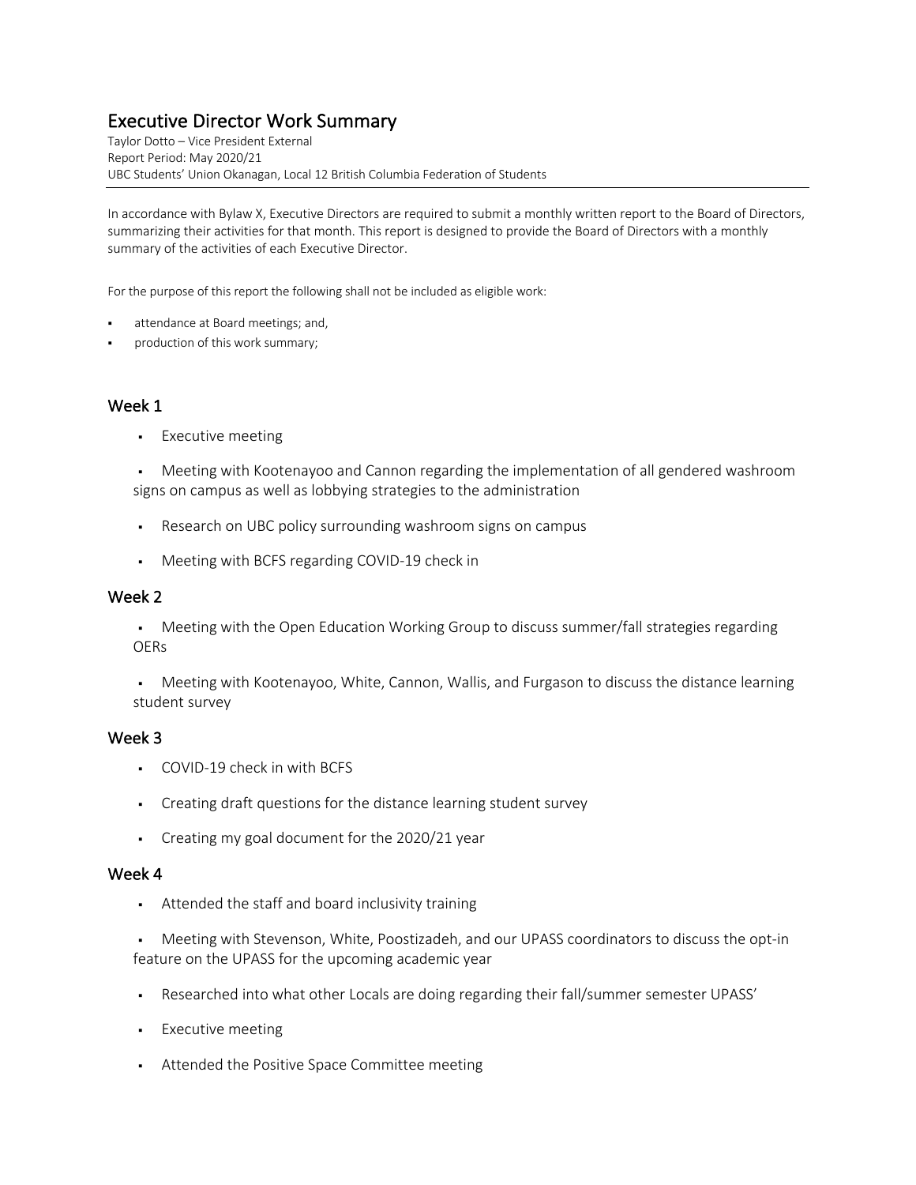# Executive Director Work Summary

Taylor Dotto – Vice President External
Report Period: May 2020/21
UBC Students' Union Okanagan, Local 12 British Columbia Federation of Students

In accordance with Bylaw X, Executive Directors are required to submit a monthly written report to the Board of Directors, summarizing their activities for that month. This report is designed to provide the Board of Directors with a monthly summary of the activities of each Executive Director.

For the purpose of this report the following shall not be included as eligible work:

- attendance at Board meetings; and,
- production of this work summary;

## Week 1

- Executive meeting
- Meeting with Kootenayoo and Cannon regarding the implementation of all gendered washroom signs on campus as well as lobbying strategies to the administration
- Research on UBC policy surrounding washroom signs on campus
- Meeting with BCFS regarding COVID-19 check in

## Week 2

- Meeting with the Open Education Working Group to discuss summer/fall strategies regarding OERs
- Meeting with Kootenayoo, White, Cannon, Wallis, and Furgason to discuss the distance learning student survey

## Week 3

- COVID-19 check in with BCFS
- Creating draft questions for the distance learning student survey
- Creating my goal document for the 2020/21 year

## Week 4

- Attended the staff and board inclusivity training
- Meeting with Stevenson, White, Poostizadeh, and our UPASS coordinators to discuss the opt-in feature on the UPASS for the upcoming academic year
- Researched into what other Locals are doing regarding their fall/summer semester UPASS'
- Executive meeting
- Attended the Positive Space Committee meeting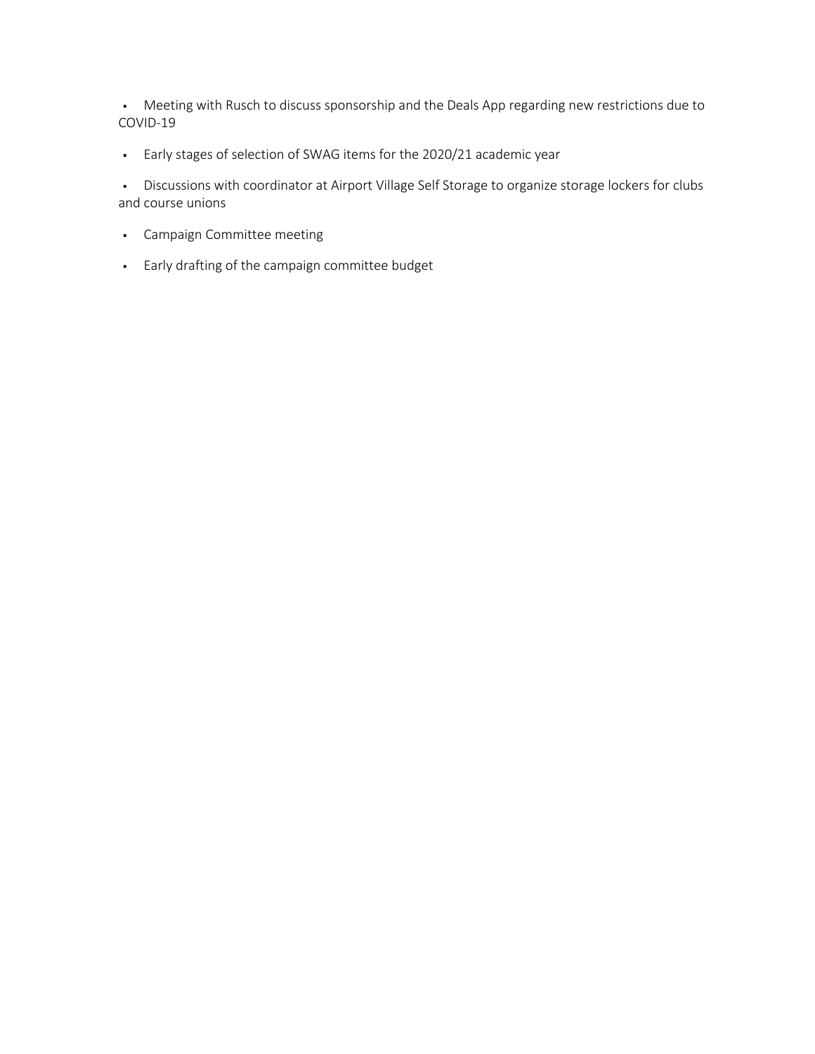- Meeting with Rusch to discuss sponsorship and the Deals App regarding new restrictions due to COVID-19
- Early stages of selection of SWAG items for the 2020/21 academic year
- Discussions with coordinator at Airport Village Self Storage to organize storage lockers for clubs and course unions
- Campaign Committee meeting
- Early drafting of the campaign committee budget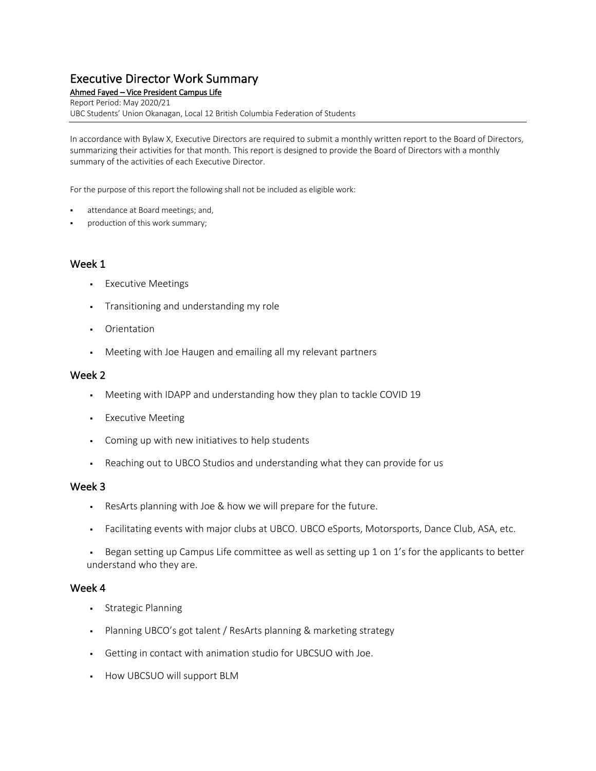# Executive Director Work Summary

**Ahmed Fayed – Vice President Campus Life**

Report Period: May 2020/21

UBC Students' Union Okanagan, Local 12 British Columbia Federation of Students

In accordance with Bylaw X, Executive Directors are required to submit a monthly written report to the Board of Directors, summarizing their activities for that month. This report is designed to provide the Board of Directors with a monthly summary of the activities of each Executive Director.

For the purpose of this report the following shall not be included as eligible work:

- attendance at Board meetings; and,
- production of this work summary;

## Week 1

- Executive Meetings
- Transitioning and understanding my role
- Orientation
- Meeting with Joe Haugen and emailing all my relevant partners

## Week 2

- Meeting with IDAPP and understanding how they plan to tackle COVID 19
- Executive Meeting
- Coming up with new initiatives to help students
- Reaching out to UBCO Studios and understanding what they can provide for us

## Week 3

- ResArts planning with Joe & how we will prepare for the future.
- Facilitating events with major clubs at UBCO. UBCO eSports, Motorsports, Dance Club, ASA, etc.
- Began setting up Campus Life committee as well as setting up 1 on 1's for the applicants to better understand who they are.

## Week 4

- Strategic Planning
- Planning UBCO's got talent / ResArts planning & marketing strategy
- Getting in contact with animation studio for UBCSUO with Joe.
- How UBCSUO will support BLM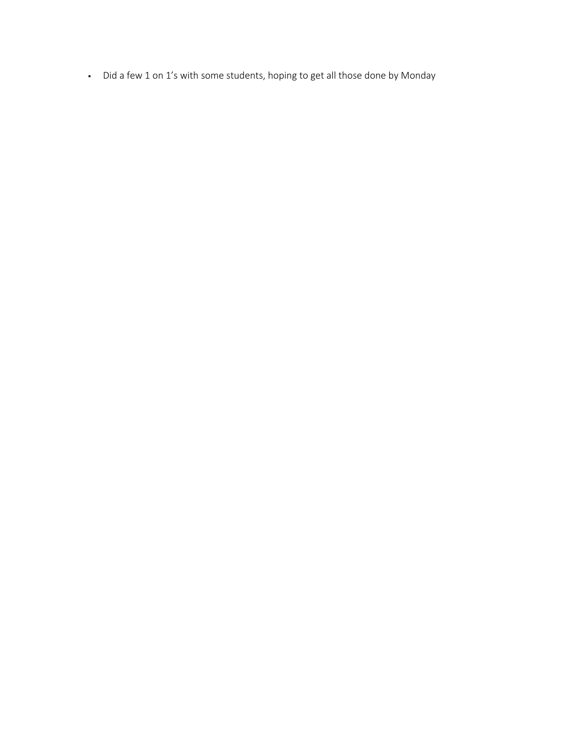- Did a few 1 on 1's with some students, hoping to get all those done by Monday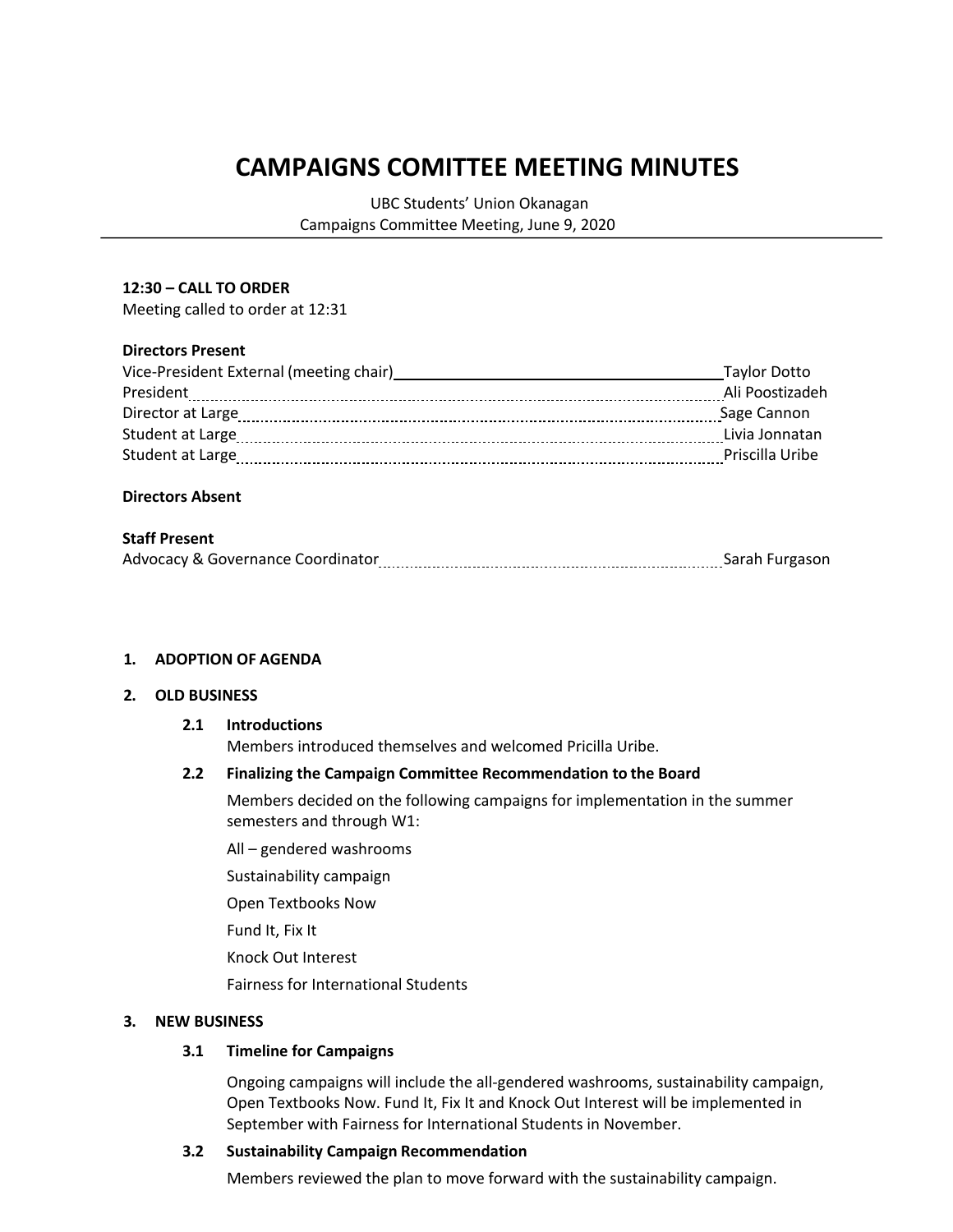# CAMPAIGNS COMITTEE MEETING MINUTES

UBC Students' Union Okanagan
Campaigns Committee Meeting, June 9, 2020

**12:30 – CALL TO ORDER**
Meeting called to order at 12:31

**Directors Present**

| | |
|---|---|
| Vice-President External (meeting chair) | Taylor Dotto |
| President | Ali Poostizadeh |
| Director at Large | Sage Cannon |
| Student at Large | Livia Jonnatan |
| Student at Large | Priscilla Uribe |

**Directors Absent**

**Staff Present**

| | |
|---|---|
| Advocacy & Governance Coordinator | Sarah Furgason |

1. **ADOPTION OF AGENDA**

2. **OLD BUSINESS**

   **2.1 Introductions**
   Members introduced themselves and welcomed Pricilla Uribe.

   **2.2 Finalizing the Campaign Committee Recommendation to the Board**
   Members decided on the following campaigns for implementation in the summer semesters and through W1:

   All – gendered washrooms

   Sustainability campaign

   Open Textbooks Now

   Fund It, Fix It

   Knock Out Interest

   Fairness for International Students

3. **NEW BUSINESS**

   **3.1 Timeline for Campaigns**

   Ongoing campaigns will include the all-gendered washrooms, sustainability campaign, Open Textbooks Now. Fund It, Fix It and Knock Out Interest will be implemented in September with Fairness for International Students in November.

   **3.2 Sustainability Campaign Recommendation**

   Members reviewed the plan to move forward with the sustainability campaign.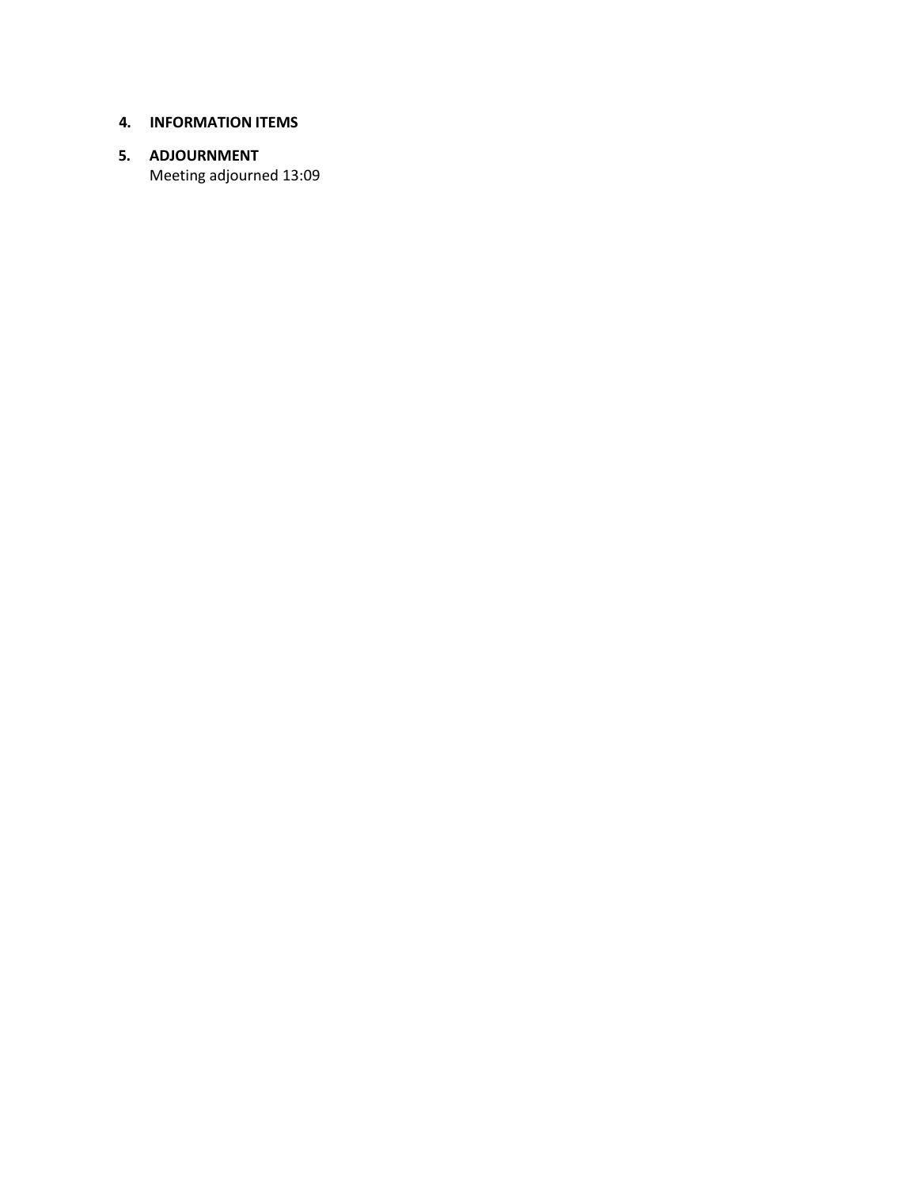**4. INFORMATION ITEMS**

**5. ADJOURNMENT**

Meeting adjourned 13:09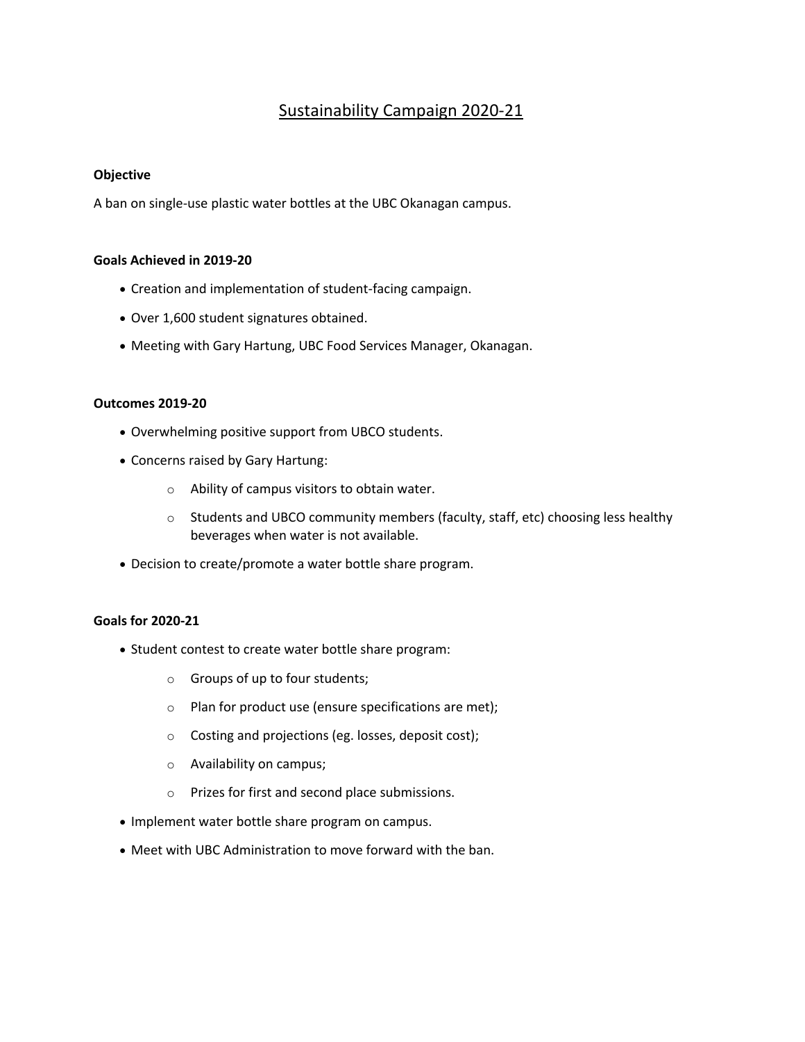# Sustainability Campaign 2020-21

**Objective**

A ban on single-use plastic water bottles at the UBC Okanagan campus.

**Goals Achieved in 2019-20**

- Creation and implementation of student-facing campaign.
- Over 1,600 student signatures obtained.
- Meeting with Gary Hartung, UBC Food Services Manager, Okanagan.

**Outcomes 2019-20**

- Overwhelming positive support from UBCO students.
- Concerns raised by Gary Hartung:
  - Ability of campus visitors to obtain water.
  - Students and UBCO community members (faculty, staff, etc) choosing less healthy beverages when water is not available.
- Decision to create/promote a water bottle share program.

**Goals for 2020-21**

- Student contest to create water bottle share program:
  - Groups of up to four students;
  - Plan for product use (ensure specifications are met);
  - Costing and projections (eg. losses, deposit cost);
  - Availability on campus;
  - Prizes for first and second place submissions.
- Implement water bottle share program on campus.
- Meet with UBC Administration to move forward with the ban.